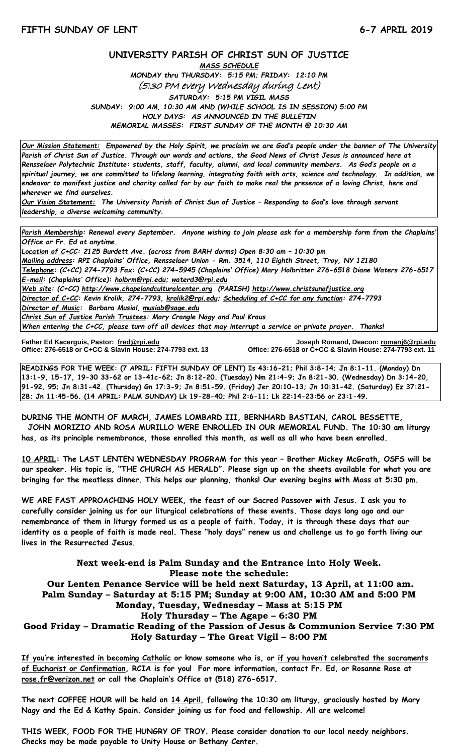**FIFTH SUNDAY OF LENT** **6-7 APRIL 2019**

# UNIVERSITY PARISH OF CHRIST SUN OF JUSTICE

***MASS SCHEDULE***

***MONDAY thru THURSDAY: 5:15 PM; FRIDAY: 12:10 PM***

*(5:30 PM every Wednesday during Lent)*

***SATURDAY: 5:15 PM VIGIL MASS***

***SUNDAY: 9:00 AM, 10:30 AM AND (WHILE SCHOOL IS IN SESSION) 5:00 PM***

***HOLY DAYS: AS ANNOUNCED IN THE BULLETIN***

***MEMORIAL MASSES: FIRST SUNDAY OF THE MONTH @ 10:30 AM***

***Our Mission Statement:** Empowered by the Holy Spirit, we proclaim we are God's people under the banner of The University Parish of Christ Sun of Justice. Through our words and actions, the Good News of Christ Jesus is announced here at Rensselaer Polytechnic Institute: students, staff, faculty, alumni, and local community members. As God's people on a spiritual journey, we are committed to lifelong learning, integrating faith with arts, science and technology. In addition, we endeavor to manifest justice and charity called for by our faith to make real the presence of a loving Christ, here and wherever we find ourselves.*

***Our Vision Statement:** The University Parish of Christ Sun of Justice – Responding to God's love through servant leadership, a diverse welcoming community.*

*Parish Membership: Renewal every September. Anyone wishing to join please ask for a membership form from the Chaplains' Office or Fr. Ed at anytime.*

*Location of C+CC: 2125 Burdett Ave. (across from BARH dorms) Open 8:30 am – 10:30 pm*

*Mailing address: RPI Chaplains' Office, Rensselaer Union - Rm. 3514, 110 Eighth Street, Troy, NY 12180*

*Telephone: (C+CC) 274-7793 Fax: (C+CC) 274-5945 (Chaplains' Office) Mary Holbritter 276-6518 Diane Waters 276-6517*

*E-mail: (Chaplains' Office): holbrm@rpi.edu; waterd3@rpi.edu*

*Web site: (C+CC) http://www.chapelandculturalcenter.org (PARISH) http://www.christsunofjustice.org*

*Director of C+CC: Kevin Krolik, 274-7793, krolik2@rpi.edu; Scheduling of C+CC for any function: 274-7793*

*Director of Music: Barbara Musial, musiab@sage.edu*

*Christ Sun of Justice Parish Trustees: Mary Crangle Nagy and Paul Kraus*

*When entering the C+CC, please turn off all devices that may interrupt a service or private prayer. Thanks!*

**Father Ed Kacerguis, Pastor: fred@rpi.edu**
**Office: 276-6518 or C+CC & Slavin House: 274-7793 ext. 13**

**Joseph Romand, Deacon: romanj6@rpi.edu**
**Office: 276-6518 or C+CC & Slavin House: 274-7793 ext. 11**

**READINGS FOR THE WEEK: (7 APRIL: FIFTH SUNDAY OF LENT) Is 43:16-21; Phil 3:8-14; Jn 8:1-11. (Monday) Dn 13:1-9, 15-17, 19-30 33-62 or 13-41c-62; Jn 8:12-20. (Tuesday) Nm 21:4-9; Jn 8:21-30. (Wednesday) Dn 3:14-20, 91-92, 95; Jn 8:31-42. (Thursday) Gn 17:3-9; Jn 8:51-59. (Friday) Jer 20:10-13; Jn 10:31-42. (Saturday) Ez 37:21-28; Jn 11:45-56. (14 APRIL: PALM SUNDAY) Lk 19-28-40; Phil 2:6-11; Lk 22:14-23:56 or 23:1-49.**

**DURING THE MONTH OF MARCH, JAMES LOMBARD III, BERNHARD BASTIAN, CAROL BESSETTE, JOHN MORIZIO AND ROSA MURILLO WERE ENROLLED IN OUR MEMORIAL FUND. The 10:30 am liturgy has, as its principle remembrance, those enrolled this month, as well as all who have been enrolled.**

**10 APRIL: The LAST LENTEN WEDNESDAY PROGRAM for this year – Brother Mickey McGrath, OSFS will be our speaker. His topic is, "THE CHURCH AS HERALD". Please sign up on the sheets available for what you are bringing for the meatless dinner. This helps our planning, thanks! Our evening begins with Mass at 5:30 pm.**

**WE ARE FAST APPROACHING HOLY WEEK, the feast of our Sacred Passover with Jesus. I ask you to carefully consider joining us for our liturgical celebrations of these events. Those days long ago and our remembrance of them in liturgy formed us as a people of faith. Today, it is through these days that our identity as a people of faith is made real. These "holy days" renew us and challenge us to go forth living our lives in the Resurrected Jesus.**

**Next week-end is Palm Sunday and the Entrance into Holy Week.**
**Please note the schedule:**
**Our Lenten Penance Service will be held next Saturday, 13 April, at 11:00 am.**
**Palm Sunday – Saturday at 5:15 PM; Sunday at 9:00 AM, 10:30 AM and 5:00 PM**
**Monday, Tuesday, Wednesday – Mass at 5:15 PM**
**Holy Thursday – The Agape – 6:30 PM**
**Good Friday – Dramatic Reading of the Passion of Jesus & Communion Service 7:30 PM**
**Holy Saturday – The Great Vigil – 8:00 PM**

**If you're interested in becoming Catholic or know someone who is, or if you haven't celebrated the sacraments of Eucharist or Confirmation, RCIA is for you! For more information, contact Fr. Ed, or Rosanne Rose at rose.fr@verizon.net or call the Chaplain's Office at (518) 276-6517.**

**The next COFFEE HOUR will be held on 14 April, following the 10:30 am liturgy, graciously hosted by Mary Nagy and the Ed & Kathy Spain. Consider joining us for food and fellowship. All are welcome!**

**THIS WEEK, FOOD FOR THE HUNGRY OF TROY. Please consider donation to our local needy neighbors. Checks may be made payable to Unity House or Bethany Center.**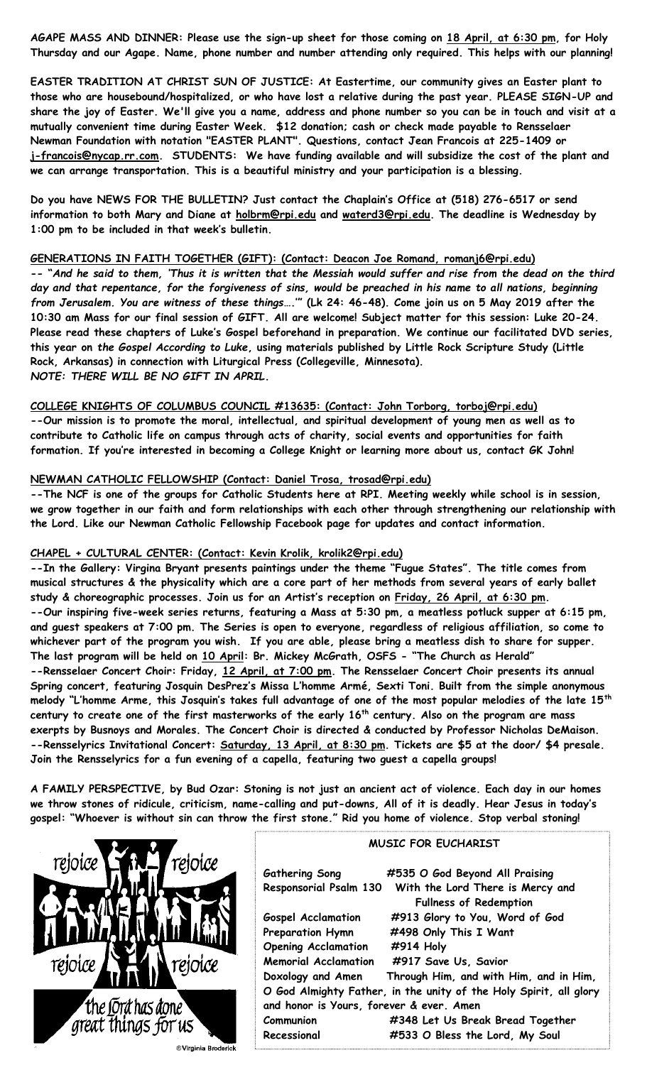**AGAPE MASS AND DINNER: Please use the sign-up sheet for those coming on 18 April, at 6:30 pm, for Holy Thursday and our Agape. Name, phone number and number attending only required. This helps with our planning!**

**EASTER TRADITION AT CHRIST SUN OF JUSTICE: At Eastertime, our community gives an Easter plant to those who are housebound/hospitalized, or who have lost a relative during the past year. PLEASE SIGN-UP and share the joy of Easter. We'll give you a name, address and phone number so you can be in touch and visit at a mutually convenient time during Easter Week. $12 donation; cash or check made payable to Rensselaer Newman Foundation with notation "EASTER PLANT". Questions, contact Jean Francois at 225-1409 or j-francois@nycap.rr.com. STUDENTS: We have funding available and will subsidize the cost of the plant and we can arrange transportation. This is a beautiful ministry and your participation is a blessing.**

**Do you have NEWS FOR THE BULLETIN? Just contact the Chaplain's Office at (518) 276-6517 or send information to both Mary and Diane at holbrm@rpi.edu and waterd3@rpi.edu. The deadline is Wednesday by 1:00 pm to be included in that week's bulletin.**

**GENERATIONS IN FAITH TOGETHER (GIFT): (Contact: Deacon Joe Romand, romanj6@rpi.edu)**

**-- "*And he said to them, 'Thus it is written that the Messiah would suffer and rise from the dead on the third day and that repentance, for the forgiveness of sins, would be preached in his name to all nations, beginning from Jerusalem. You are witness of these things….'*" (Lk 24: 46-48). Come join us on 5 May 2019 after the 10:30 am Mass for our final session of GIFT. All are welcome! Subject matter for this session: Luke 20-24. Please read these chapters of Luke's Gospel beforehand in preparation. We continue our facilitated DVD series, this year on *the Gospel According to Luke*, using materials published by Little Rock Scripture Study (Little Rock, Arkansas) in connection with Liturgical Press (Collegeville, Minnesota).**
***NOTE: THERE WILL BE NO GIFT IN APRIL.***

**COLLEGE KNIGHTS OF COLUMBUS COUNCIL #13635: (Contact: John Torborg, torboj@rpi.edu)**

**--Our mission is to promote the moral, intellectual, and spiritual development of young men as well as to contribute to Catholic life on campus through acts of charity, social events and opportunities for faith formation. If you're interested in becoming a College Knight or learning more about us, contact GK John!**

**NEWMAN CATHOLIC FELLOWSHIP (Contact: Daniel Trosa, trosad@rpi.edu)**

**--The NCF is one of the groups for Catholic Students here at RPI. Meeting weekly while school is in session, we grow together in our faith and form relationships with each other through strengthening our relationship with the Lord. Like our Newman Catholic Fellowship Facebook page for updates and contact information.**

**CHAPEL + CULTURAL CENTER: (Contact: Kevin Krolik, krolik2@rpi.edu)**

**--In the Gallery: Virgina Bryant presents paintings under the theme "Fugue States". The title comes from musical structures & the physicality which are a core part of her methods from several years of early ballet study & choreographic processes. Join us for an Artist's reception on Friday, 26 April, at 6:30 pm.**

**--Our inspiring five-week series returns, featuring a Mass at 5:30 pm, a meatless potluck supper at 6:15 pm, and guest speakers at 7:00 pm. The Series is open to everyone, regardless of religious affiliation, so come to whichever part of the program you wish. If you are able, please bring a meatless dish to share for supper. The last program will be held on 10 April: Br. Mickey McGrath, OSFS - "The Church as Herald"**

**--Rensselaer Concert Choir: Friday, 12 April, at 7:00 pm. The Rensselaer Concert Choir presents its annual Spring concert, featuring Josquin DesPrez's Missa L'homme Armé, Sexti Toni. Built from the simple anonymous melody "L'homme Arme, this Josquin's takes full advantage of one of the most popular melodies of the late 15th century to create one of the first masterworks of the early 16th century. Also on the program are mass exerpts by Busnoys and Morales. The Concert Choir is directed & conducted by Professor Nicholas DeMaison.**

**--Rensselyrics Invitational Concert: Saturday, 13 April, at 8:30 pm. Tickets are $5 at the door/ $4 presale. Join the Rensselyrics for a fun evening of a capella, featuring two guest a capella groups!**

**A FAMILY PERSPECTIVE, by Bud Ozar: Stoning is not just an ancient act of violence. Each day in our homes we throw stones of ridicule, criticism, name-calling and put-downs, All of it is deadly. Hear Jesus in today's gospel: "Whoever is without sin can throw the first stone." Rid you home of violence. Stop verbal stoning!**

rejoice rejoice
rejoice rejoice
the Lord has done great things for us
©Virginia Broderick

**MUSIC FOR EUCHARIST**

| | |
|---|---|
| **Gathering Song** | **#535 O God Beyond All Praising** |
| **Responsorial Psalm 130** | **With the Lord There is Mercy and Fullness of Redemption** |
| **Gospel Acclamation** | **#913 Glory to You, Word of God** |
| **Preparation Hymn** | **#498 Only This I Want** |
| **Opening Acclamation** | **#914 Holy** |
| **Memorial Acclamation** | **#917 Save Us, Savior** |
| **Doxology and Amen** | **Through Him, and with Him, and in Him, O God Almighty Father, in the unity of the Holy Spirit, all glory and honor is Yours, forever & ever. Amen** |
| **Communion** | **#348 Let Us Break Bread Together** |
| **Recessional** | **#533 O Bless the Lord, My Soul** |